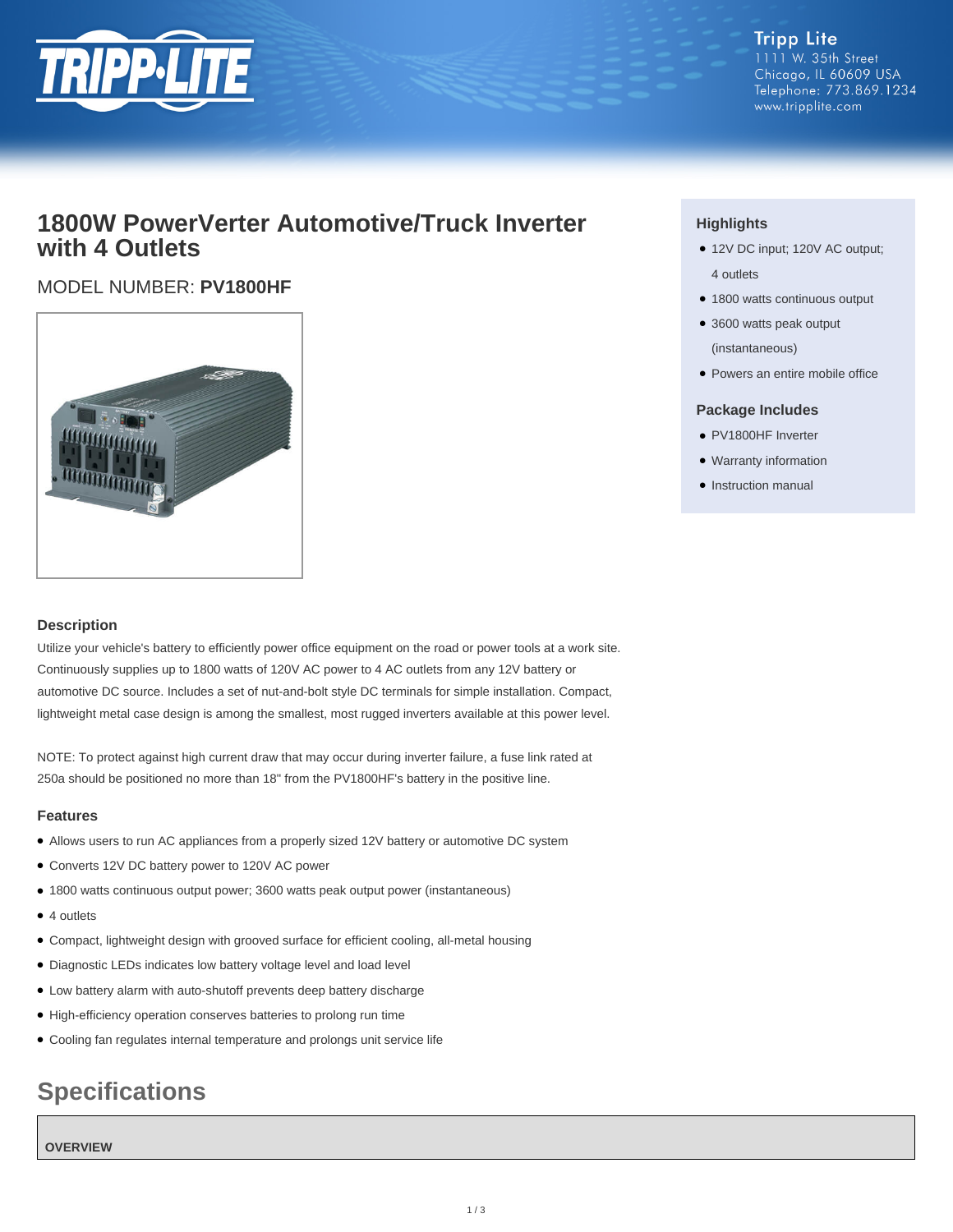Tripp Lite
1111 W. 35th Street
Chicago, IL 60609 USA
Telephone: 773.869.1234
www.tripplite.com

# 1800W PowerVerter Automotive/Truck Inverter with 4 Outlets

## MODEL NUMBER: **PV1800HF**

### Highlights

- 12V DC input; 120V AC output; 4 outlets
- 1800 watts continuous output
- 3600 watts peak output (instantaneous)
- Powers an entire mobile office

### Package Includes

- PV1800HF Inverter
- Warranty information
- Instruction manual

### Description

Utilize your vehicle's battery to efficiently power office equipment on the road or power tools at a work site. Continuously supplies up to 1800 watts of 120V AC power to 4 AC outlets from any 12V battery or automotive DC source. Includes a set of nut-and-bolt style DC terminals for simple installation. Compact, lightweight metal case design is among the smallest, most rugged inverters available at this power level.

NOTE: To protect against high current draw that may occur during inverter failure, a fuse link rated at 250a should be positioned no more than 18" from the PV1800HF's battery in the positive line.

### Features

- Allows users to run AC appliances from a properly sized 12V battery or automotive DC system
- Converts 12V DC battery power to 120V AC power
- 1800 watts continuous output power; 3600 watts peak output power (instantaneous)
- 4 outlets
- Compact, lightweight design with grooved surface for efficient cooling, all-metal housing
- Diagnostic LEDs indicates low battery voltage level and load level
- Low battery alarm with auto-shutoff prevents deep battery discharge
- High-efficiency operation conserves batteries to prolong run time
- Cooling fan regulates internal temperature and prolongs unit service life

## Specifications

**OVERVIEW**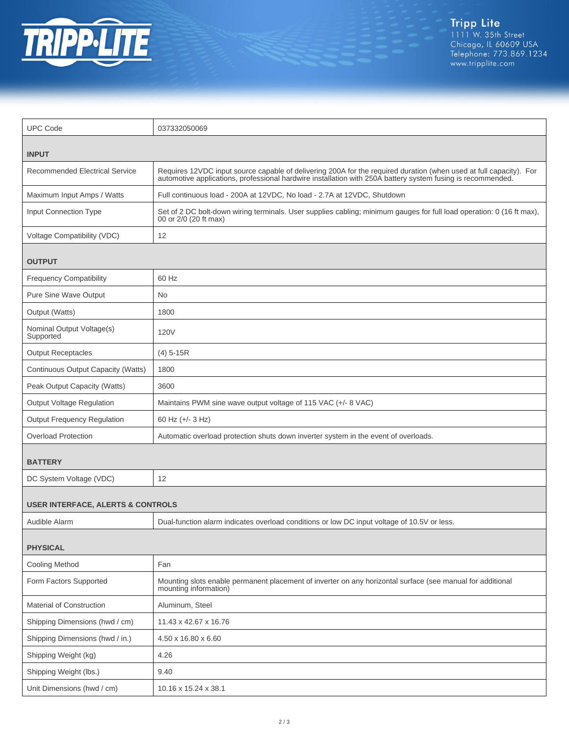| UPC Code | 037332050069 |
| --- | --- |
| **INPUT** | |
| Recommended Electrical Service | Requires 12VDC input source capable of delivering 200A for the required duration (when used at full capacity). For automotive applications, professional hardwire installation with 250A battery system fusing is recommended. |
| Maximum Input Amps / Watts | Full continuous load - 200A at 12VDC, No load - 2.7A at 12VDC, Shutdown |
| Input Connection Type | Set of 2 DC bolt-down wiring terminals. User supplies cabling; minimum gauges for full load operation: 0 (16 ft max), 00 or 2/0 (20 ft max) |
| Voltage Compatibility (VDC) | 12 |
| **OUTPUT** | |
| Frequency Compatibility | 60 Hz |
| Pure Sine Wave Output | No |
| Output (Watts) | 1800 |
| Nominal Output Voltage(s) Supported | 120V |
| Output Receptacles | (4) 5-15R |
| Continuous Output Capacity (Watts) | 1800 |
| Peak Output Capacity (Watts) | 3600 |
| Output Voltage Regulation | Maintains PWM sine wave output voltage of 115 VAC (+/- 8 VAC) |
| Output Frequency Regulation | 60 Hz (+/- 3 Hz) |
| Overload Protection | Automatic overload protection shuts down inverter system in the event of overloads. |
| **BATTERY** | |
| DC System Voltage (VDC) | 12 |
| **USER INTERFACE, ALERTS & CONTROLS** | |
| Audible Alarm | Dual-function alarm indicates overload conditions or low DC input voltage of 10.5V or less. |
| **PHYSICAL** | |
| Cooling Method | Fan |
| Form Factors Supported | Mounting slots enable permanent placement of inverter on any horizontal surface (see manual for additional mounting information) |
| Material of Construction | Aluminum, Steel |
| Shipping Dimensions (hwd / cm) | 11.43 x 42.67 x 16.76 |
| Shipping Dimensions (hwd / in.) | 4.50 x 16.80 x 6.60 |
| Shipping Weight (kg) | 4.26 |
| Shipping Weight (lbs.) | 9.40 |
| Unit Dimensions (hwd / cm) | 10.16 x 15.24 x 38.1 |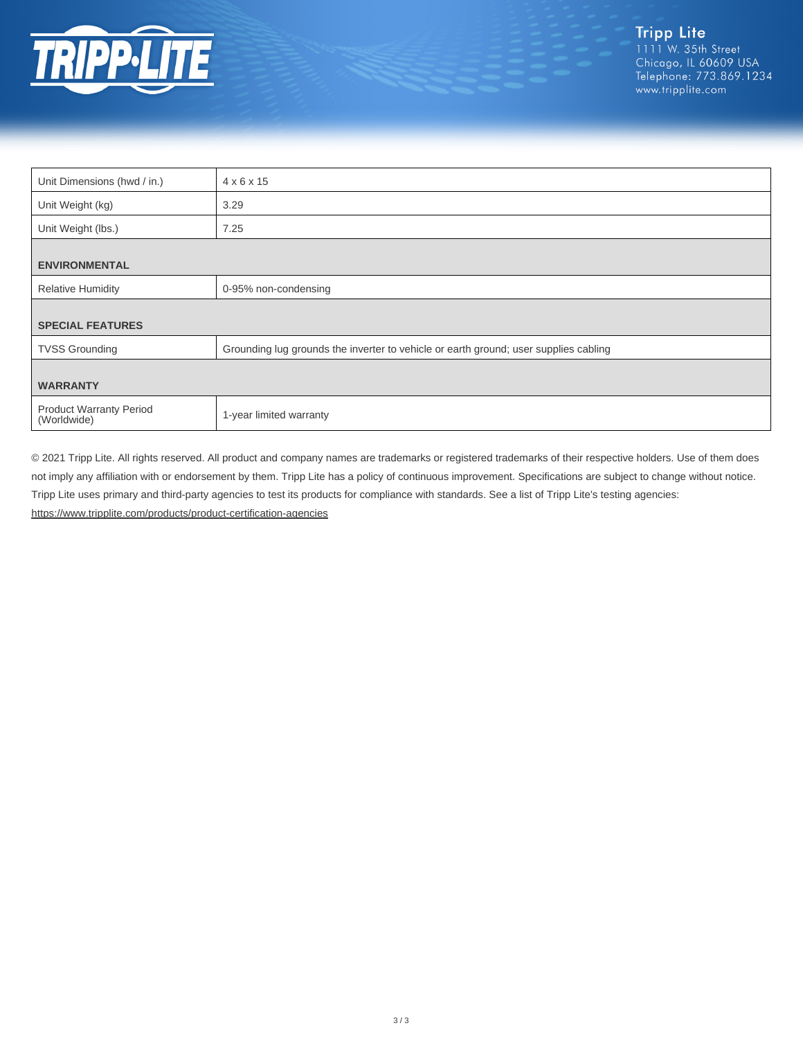| | |
|---|---|
| Unit Dimensions (hwd / in.) | 4 x 6 x 15 |
| Unit Weight (kg) | 3.29 |
| Unit Weight (lbs.) | 7.25 |
| **ENVIRONMENTAL** | |
| Relative Humidity | 0-95% non-condensing |
| **SPECIAL FEATURES** | |
| TVSS Grounding | Grounding lug grounds the inverter to vehicle or earth ground; user supplies cabling |
| **WARRANTY** | |
| Product Warranty Period (Worldwide) | 1-year limited warranty |

© 2021 Tripp Lite. All rights reserved. All product and company names are trademarks or registered trademarks of their respective holders. Use of them does not imply any affiliation with or endorsement by them. Tripp Lite has a policy of continuous improvement. Specifications are subject to change without notice. Tripp Lite uses primary and third-party agencies to test its products for compliance with standards. See a list of Tripp Lite's testing agencies: https://www.tripplite.com/products/product-certification-agencies